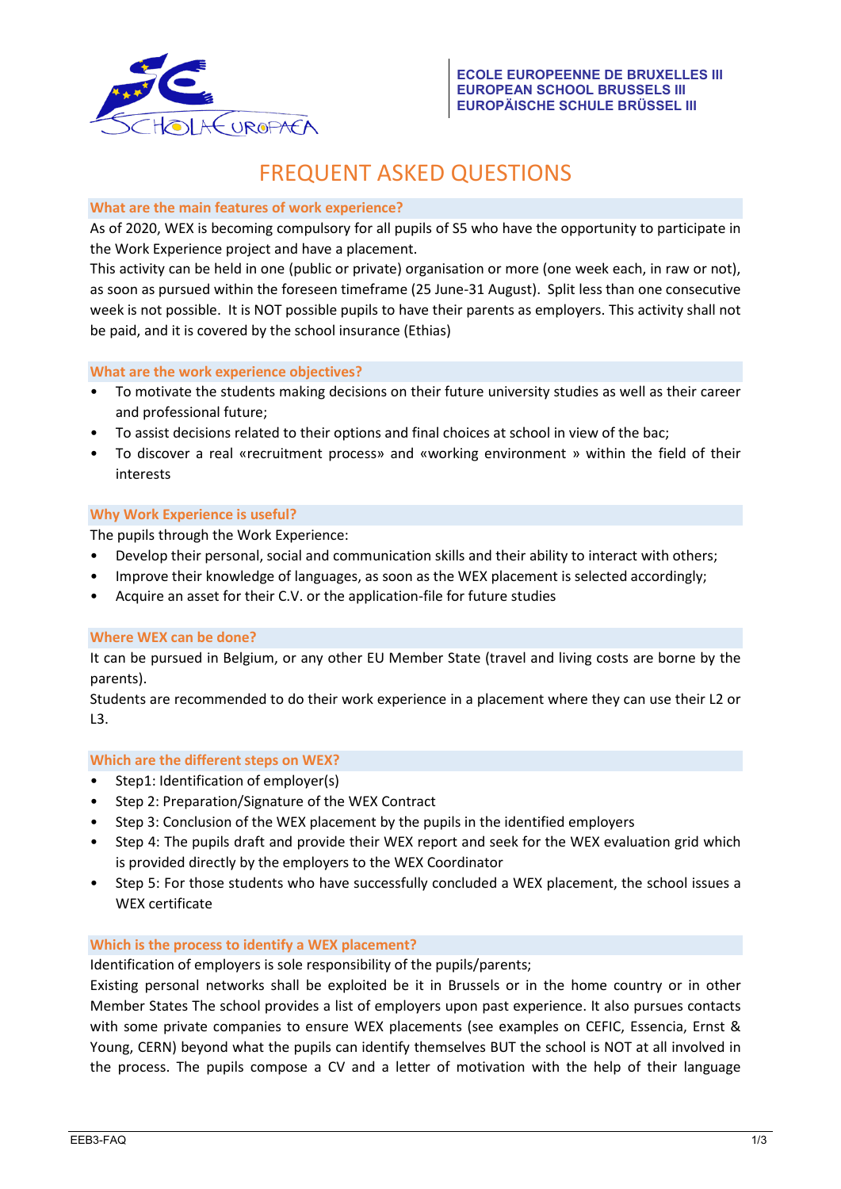ECOLE EUROPEENNE DE BRUXELLES III
EUROPEAN SCHOOL BRUSSELS III
EUROPÄISCHE SCHULE BRÜSSEL III

# FREQUENT ASKED QUESTIONS

### What are the main features of work experience?

As of 2020, WEX is becoming compulsory for all pupils of S5 who have the opportunity to participate in the Work Experience project and have a placement.

This activity can be held in one (public or private) organisation or more (one week each, in raw or not), as soon as pursued within the foreseen timeframe (25 June-31 August). Split less than one consecutive week is not possible. It is NOT possible pupils to have their parents as employers. This activity shall not be paid, and it is covered by the school insurance (Ethias)

### What are the work experience objectives?

- To motivate the students making decisions on their future university studies as well as their career and professional future;
- To assist decisions related to their options and final choices at school in view of the bac;
- To discover a real «recruitment process» and «working environment » within the field of their interests

### Why Work Experience is useful?

The pupils through the Work Experience:

- Develop their personal, social and communication skills and their ability to interact with others;
- Improve their knowledge of languages, as soon as the WEX placement is selected accordingly;
- Acquire an asset for their C.V. or the application-file for future studies

### Where WEX can be done?

It can be pursued in Belgium, or any other EU Member State (travel and living costs are borne by the parents).

Students are recommended to do their work experience in a placement where they can use their L2 or L3.

### Which are the different steps on WEX?

- Step1: Identification of employer(s)
- Step 2: Preparation/Signature of the WEX Contract
- Step 3: Conclusion of the WEX placement by the pupils in the identified employers
- Step 4: The pupils draft and provide their WEX report and seek for the WEX evaluation grid which is provided directly by the employers to the WEX Coordinator
- Step 5: For those students who have successfully concluded a WEX placement, the school issues a WEX certificate

### Which is the process to identify a WEX placement?

Identification of employers is sole responsibility of the pupils/parents;

Existing personal networks shall be exploited be it in Brussels or in the home country or in other Member States The school provides a list of employers upon past experience. It also pursues contacts with some private companies to ensure WEX placements (see examples on CEFIC, Essencia, Ernst & Young, CERN) beyond what the pupils can identify themselves BUT the school is NOT at all involved in the process. The pupils compose a CV and a letter of motivation with the help of their language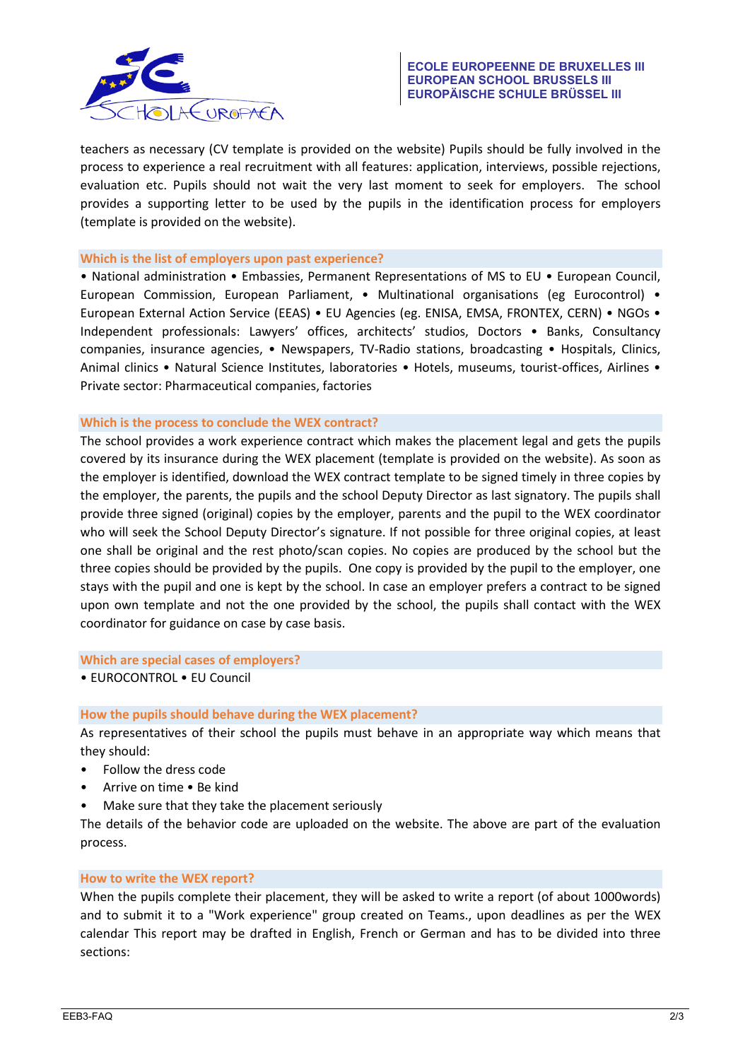teachers as necessary (CV template is provided on the website) Pupils should be fully involved in the process to experience a real recruitment with all features: application, interviews, possible rejections, evaluation etc. Pupils should not wait the very last moment to seek for employers. The school provides a supporting letter to be used by the pupils in the identification process for employers (template is provided on the website).

### Which is the list of employers upon past experience?

• National administration • Embassies, Permanent Representations of MS to EU • European Council, European Commission, European Parliament, • Multinational organisations (eg Eurocontrol) • European External Action Service (EEAS) • EU Agencies (eg. ENISA, EMSA, FRONTEX, CERN) • NGOs • Independent professionals: Lawyers' offices, architects' studios, Doctors • Banks, Consultancy companies, insurance agencies, • Newspapers, TV-Radio stations, broadcasting • Hospitals, Clinics, Animal clinics • Natural Science Institutes, laboratories • Hotels, museums, tourist-offices, Airlines • Private sector: Pharmaceutical companies, factories

### Which is the process to conclude the WEX contract?

The school provides a work experience contract which makes the placement legal and gets the pupils covered by its insurance during the WEX placement (template is provided on the website). As soon as the employer is identified, download the WEX contract template to be signed timely in three copies by the employer, the parents, the pupils and the school Deputy Director as last signatory. The pupils shall provide three signed (original) copies by the employer, parents and the pupil to the WEX coordinator who will seek the School Deputy Director's signature. If not possible for three original copies, at least one shall be original and the rest photo/scan copies. No copies are produced by the school but the three copies should be provided by the pupils. One copy is provided by the pupil to the employer, one stays with the pupil and one is kept by the school. In case an employer prefers a contract to be signed upon own template and not the one provided by the school, the pupils shall contact with the WEX coordinator for guidance on case by case basis.

### Which are special cases of employers?

• EUROCONTROL • EU Council

### How the pupils should behave during the WEX placement?

As representatives of their school the pupils must behave in an appropriate way which means that they should:

- Follow the dress code
- Arrive on time • Be kind
- Make sure that they take the placement seriously

The details of the behavior code are uploaded on the website. The above are part of the evaluation process.

### How to write the WEX report?

When the pupils complete their placement, they will be asked to write a report (of about 1000words) and to submit it to a "Work experience" group created on Teams., upon deadlines as per the WEX calendar This report may be drafted in English, French or German and has to be divided into three sections: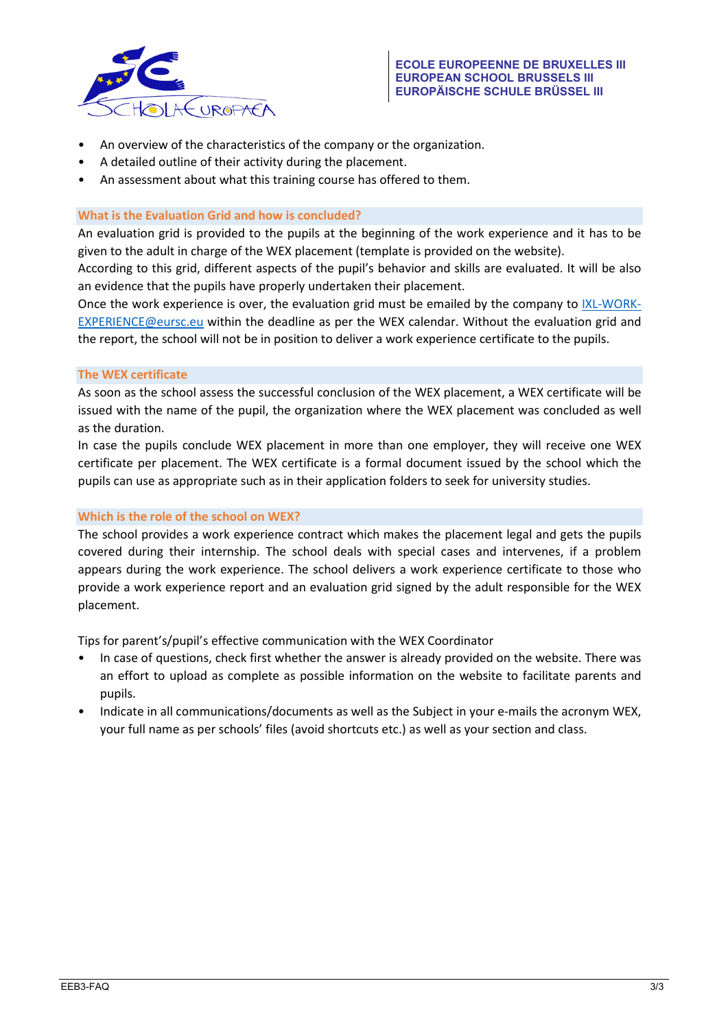- An overview of the characteristics of the company or the organization.
- A detailed outline of their activity during the placement.
- An assessment about what this training course has offered to them.

## What is the Evaluation Grid and how is concluded?

An evaluation grid is provided to the pupils at the beginning of the work experience and it has to be given to the adult in charge of the WEX placement (template is provided on the website).

According to this grid, different aspects of the pupil's behavior and skills are evaluated. It will be also an evidence that the pupils have properly undertaken their placement.

Once the work experience is over, the evaluation grid must be emailed by the company to IXL-WORK-EXPERIENCE@eursc.eu within the deadline as per the WEX calendar. Without the evaluation grid and the report, the school will not be in position to deliver a work experience certificate to the pupils.

## The WEX certificate

As soon as the school assess the successful conclusion of the WEX placement, a WEX certificate will be issued with the name of the pupil, the organization where the WEX placement was concluded as well as the duration.

In case the pupils conclude WEX placement in more than one employer, they will receive one WEX certificate per placement. The WEX certificate is a formal document issued by the school which the pupils can use as appropriate such as in their application folders to seek for university studies.

## Which is the role of the school on WEX?

The school provides a work experience contract which makes the placement legal and gets the pupils covered during their internship. The school deals with special cases and intervenes, if a problem appears during the work experience. The school delivers a work experience certificate to those who provide a work experience report and an evaluation grid signed by the adult responsible for the WEX placement.

Tips for parent's/pupil's effective communication with the WEX Coordinator

- In case of questions, check first whether the answer is already provided on the website. There was an effort to upload as complete as possible information on the website to facilitate parents and pupils.
- Indicate in all communications/documents as well as the Subject in your e-mails the acronym WEX, your full name as per schools' files (avoid shortcuts etc.) as well as your section and class.